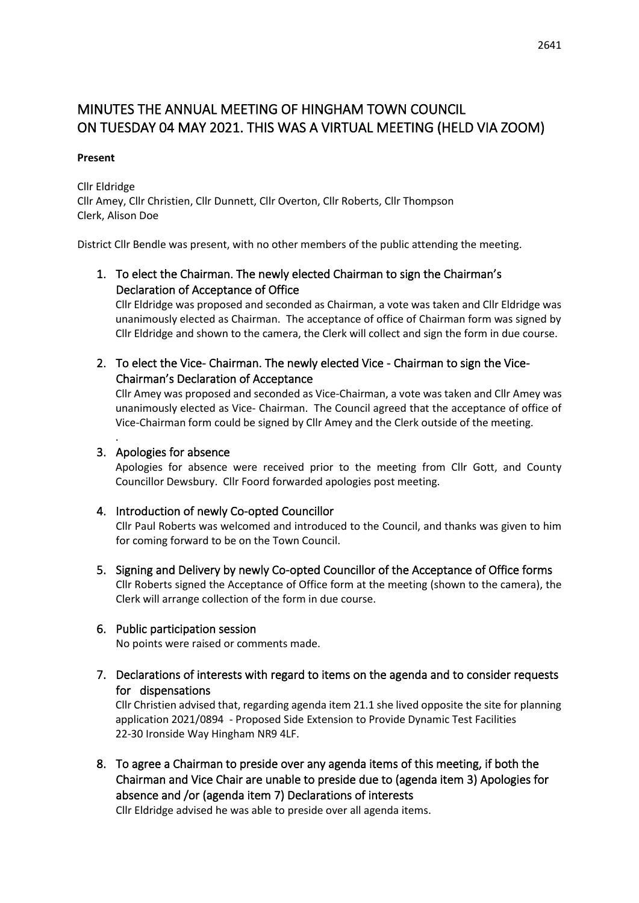# MINUTES THE ANNUAL MEETING OF HINGHAM TOWN COUNCIL ON TUESDAY 04 MAY 2021. THIS WAS A VIRTUAL MEETING (HELD VIA ZOOM)

**Present**

Cllr Eldridge
Cllr Amey, Cllr Christien, Cllr Dunnett, Cllr Overton, Cllr Roberts, Cllr Thompson
Clerk, Alison Doe

District Cllr Bendle was present, with no other members of the public attending the meeting.

1. To elect the Chairman. The newly elected Chairman to sign the Chairman's Declaration of Acceptance of Office
   Cllr Eldridge was proposed and seconded as Chairman, a vote was taken and Cllr Eldridge was unanimously elected as Chairman. The acceptance of office of Chairman form was signed by Cllr Eldridge and shown to the camera, the Clerk will collect and sign the form in due course.

2. To elect the Vice- Chairman. The newly elected Vice - Chairman to sign the Vice-Chairman's Declaration of Acceptance
   Cllr Amey was proposed and seconded as Vice-Chairman, a vote was taken and Cllr Amey was unanimously elected as Vice- Chairman. The Council agreed that the acceptance of office of Vice-Chairman form could be signed by Cllr Amey and the Clerk outside of the meeting.
   .

3. Apologies for absence
   Apologies for absence were received prior to the meeting from Cllr Gott, and County Councillor Dewsbury. Cllr Foord forwarded apologies post meeting.

4. Introduction of newly Co-opted Councillor
   Cllr Paul Roberts was welcomed and introduced to the Council, and thanks was given to him for coming forward to be on the Town Council.

5. Signing and Delivery by newly Co-opted Councillor of the Acceptance of Office forms
   Cllr Roberts signed the Acceptance of Office form at the meeting (shown to the camera), the Clerk will arrange collection of the form in due course.

6. Public participation session
   No points were raised or comments made.

7. Declarations of interests with regard to items on the agenda and to consider requests for dispensations
   Cllr Christien advised that, regarding agenda item 21.1 she lived opposite the site for planning application 2021/0894 - Proposed Side Extension to Provide Dynamic Test Facilities 22-30 Ironside Way Hingham NR9 4LF.

8. To agree a Chairman to preside over any agenda items of this meeting, if both the Chairman and Vice Chair are unable to preside due to (agenda item 3) Apologies for absence and /or (agenda item 7) Declarations of interests
   Cllr Eldridge advised he was able to preside over all agenda items.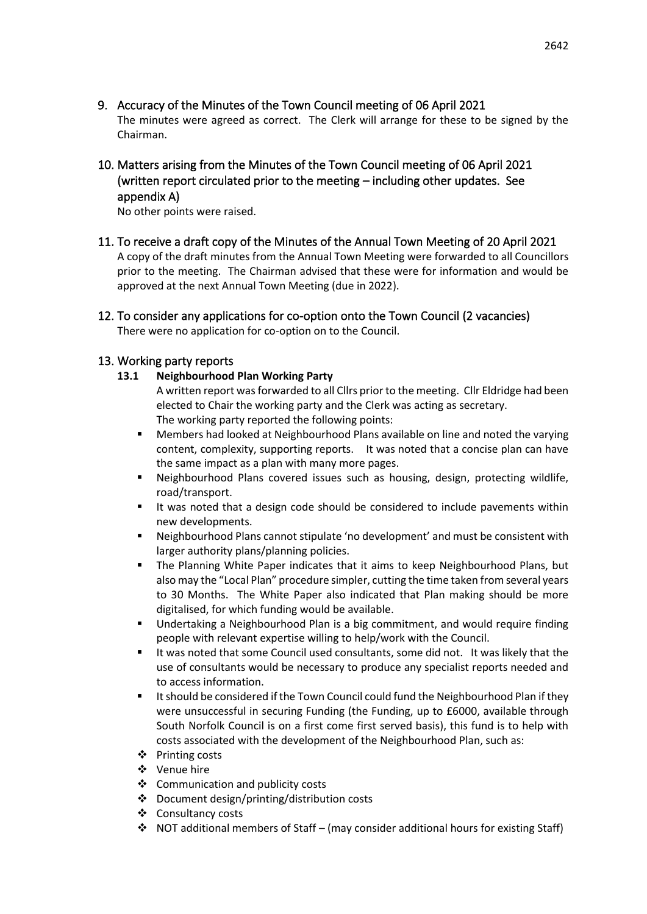## 9. Accuracy of the Minutes of the Town Council meeting of 06 April 2021

The minutes were agreed as correct. The Clerk will arrange for these to be signed by the Chairman.

## 10. Matters arising from the Minutes of the Town Council meeting of 06 April 2021 (written report circulated prior to the meeting – including other updates. See appendix A)

No other points were raised.

## 11. To receive a draft copy of the Minutes of the Annual Town Meeting of 20 April 2021

A copy of the draft minutes from the Annual Town Meeting were forwarded to all Councillors prior to the meeting. The Chairman advised that these were for information and would be approved at the next Annual Town Meeting (due in 2022).

## 12. To consider any applications for co-option onto the Town Council (2 vacancies)

There were no application for co-option on to the Council.

## 13. Working party reports

### 13.1 Neighbourhood Plan Working Party

A written report was forwarded to all Cllrs prior to the meeting. Cllr Eldridge had been elected to Chair the working party and the Clerk was acting as secretary.
The working party reported the following points:

- Members had looked at Neighbourhood Plans available on line and noted the varying content, complexity, supporting reports. It was noted that a concise plan can have the same impact as a plan with many more pages.
- Neighbourhood Plans covered issues such as housing, design, protecting wildlife, road/transport.
- It was noted that a design code should be considered to include pavements within new developments.
- Neighbourhood Plans cannot stipulate 'no development' and must be consistent with larger authority plans/planning policies.
- The Planning White Paper indicates that it aims to keep Neighbourhood Plans, but also may the "Local Plan" procedure simpler, cutting the time taken from several years to 30 Months. The White Paper also indicated that Plan making should be more digitalised, for which funding would be available.
- Undertaking a Neighbourhood Plan is a big commitment, and would require finding people with relevant expertise willing to help/work with the Council.
- It was noted that some Council used consultants, some did not. It was likely that the use of consultants would be necessary to produce any specialist reports needed and to access information.
- It should be considered if the Town Council could fund the Neighbourhood Plan if they were unsuccessful in securing Funding (the Funding, up to £6000, available through South Norfolk Council is on a first come first served basis), this fund is to help with costs associated with the development of the Neighbourhood Plan, such as:
  - Printing costs
  - Venue hire
  - Communication and publicity costs
  - Document design/printing/distribution costs
  - Consultancy costs
  - NOT additional members of Staff – (may consider additional hours for existing Staff)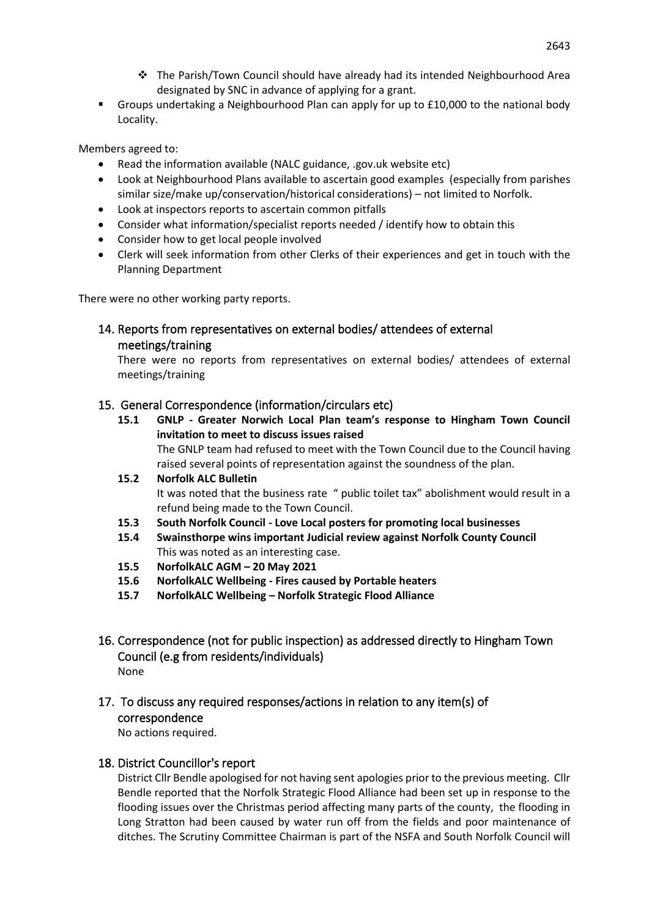- The Parish/Town Council should have already had its intended Neighbourhood Area designated by SNC in advance of applying for a grant.
- Groups undertaking a Neighbourhood Plan can apply for up to £10,000 to the national body Locality.

Members agreed to:

- Read the information available (NALC guidance, .gov.uk website etc)
- Look at Neighbourhood Plans available to ascertain good examples (especially from parishes similar size/make up/conservation/historical considerations) – not limited to Norfolk.
- Look at inspectors reports to ascertain common pitfalls
- Consider what information/specialist reports needed / identify how to obtain this
- Consider how to get local people involved
- Clerk will seek information from other Clerks of their experiences and get in touch with the Planning Department

There were no other working party reports.

## 14. Reports from representatives on external bodies/ attendees of external meetings/training

There were no reports from representatives on external bodies/ attendees of external meetings/training

## 15. General Correspondence (information/circulars etc)

**15.1 GNLP - Greater Norwich Local Plan team's response to Hingham Town Council invitation to meet to discuss issues raised**

The GNLP team had refused to meet with the Town Council due to the Council having raised several points of representation against the soundness of the plan.

**15.2 Norfolk ALC Bulletin**

It was noted that the business rate " public toilet tax" abolishment would result in a refund being made to the Town Council.

**15.3 South Norfolk Council - Love Local posters for promoting local businesses**

**15.4 Swainsthorpe wins important Judicial review against Norfolk County Council**

This was noted as an interesting case.

**15.5 NorfolkALC AGM – 20 May 2021**

**15.6 NorfolkALC Wellbeing - Fires caused by Portable heaters**

**15.7 NorfolkALC Wellbeing – Norfolk Strategic Flood Alliance**

## 16. Correspondence (not for public inspection) as addressed directly to Hingham Town Council (e.g from residents/individuals)

None

## 17. To discuss any required responses/actions in relation to any item(s) of correspondence

No actions required.

## 18. District Councillor's report

District Cllr Bendle apologised for not having sent apologies prior to the previous meeting. Cllr Bendle reported that the Norfolk Strategic Flood Alliance had been set up in response to the flooding issues over the Christmas period affecting many parts of the county, the flooding in Long Stratton had been caused by water run off from the fields and poor maintenance of ditches. The Scrutiny Committee Chairman is part of the NSFA and South Norfolk Council will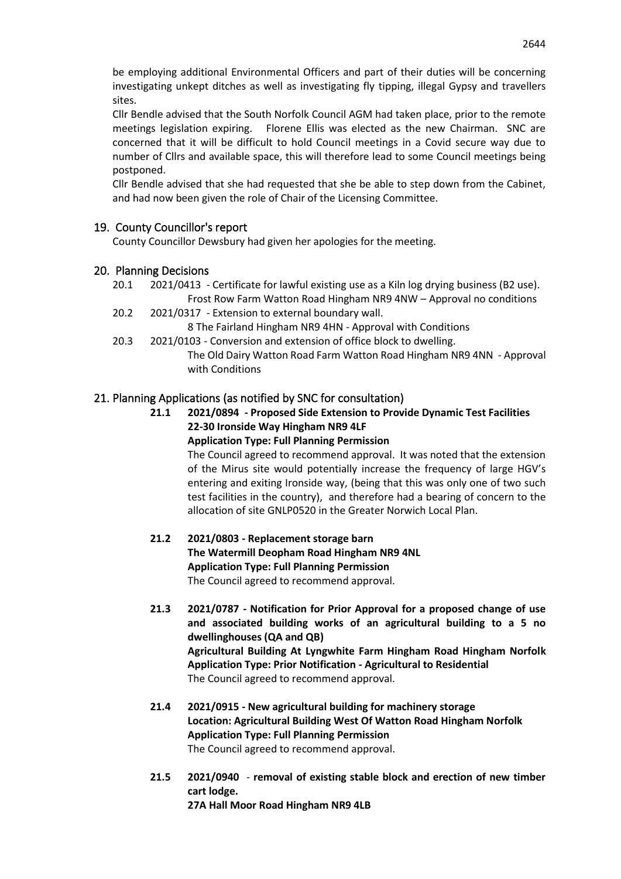be employing additional Environmental Officers and part of their duties will be concerning investigating unkept ditches as well as investigating fly tipping, illegal Gypsy and travellers sites.

Cllr Bendle advised that the South Norfolk Council AGM had taken place, prior to the remote meetings legislation expiring. Florene Ellis was elected as the new Chairman. SNC are concerned that it will be difficult to hold Council meetings in a Covid secure way due to number of Cllrs and available space, this will therefore lead to some Council meetings being postponed.

Cllr Bendle advised that she had requested that she be able to step down from the Cabinet, and had now been given the role of Chair of the Licensing Committee.

## 19. County Councillor's report

County Councillor Dewsbury had given her apologies for the meeting.

## 20. Planning Decisions

20.1 2021/0413 - Certificate for lawful existing use as a Kiln log drying business (B2 use).
Frost Row Farm Watton Road Hingham NR9 4NW – Approval no conditions

20.2 2021/0317 - Extension to external boundary wall.
8 The Fairland Hingham NR9 4HN - Approval with Conditions

20.3 2021/0103 - Conversion and extension of office block to dwelling.
The Old Dairy Watton Road Farm Watton Road Hingham NR9 4NN - Approval with Conditions

## 21. Planning Applications (as notified by SNC for consultation)

**21.1 2021/0894 - Proposed Side Extension to Provide Dynamic Test Facilities**
**22-30 Ironside Way Hingham NR9 4LF**
**Application Type: Full Planning Permission**

The Council agreed to recommend approval. It was noted that the extension of the Mirus site would potentially increase the frequency of large HGV's entering and exiting Ironside way, (being that this was only one of two such test facilities in the country), and therefore had a bearing of concern to the allocation of site GNLP0520 in the Greater Norwich Local Plan.

**21.2 2021/0803 - Replacement storage barn**
**The Watermill Deopham Road Hingham NR9 4NL**
**Application Type: Full Planning Permission**

The Council agreed to recommend approval.

**21.3 2021/0787 - Notification for Prior Approval for a proposed change of use and associated building works of an agricultural building to a 5 no dwellinghouses (QA and QB)**
**Agricultural Building At Lyngwhite Farm Hingham Road Hingham Norfolk**
**Application Type: Prior Notification - Agricultural to Residential**

The Council agreed to recommend approval.

**21.4 2021/0915 - New agricultural building for machinery storage**
**Location: Agricultural Building West Of Watton Road Hingham Norfolk**
**Application Type: Full Planning Permission**

The Council agreed to recommend approval.

**21.5 2021/0940 - removal of existing stable block and erection of new timber cart lodge.**
**27A Hall Moor Road Hingham NR9 4LB**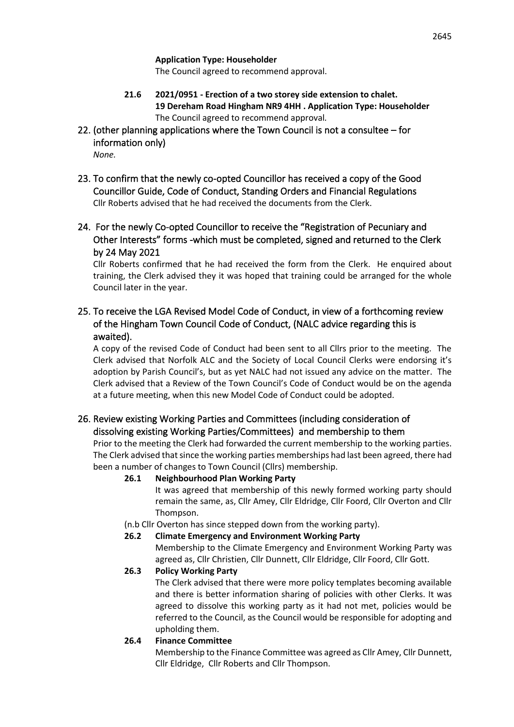**Application Type: Householder**
The Council agreed to recommend approval.

**21.6 2021/0951 - Erection of a two storey side extension to chalet. 19 Dereham Road Hingham NR9 4HH . Application Type: Householder**
The Council agreed to recommend approval.

## 22. (other planning applications where the Town Council is not a consultee – for information only)

*None.*

## 23. To confirm that the newly co-opted Councillor has received a copy of the Good Councillor Guide, Code of Conduct, Standing Orders and Financial Regulations

Cllr Roberts advised that he had received the documents from the Clerk.

## 24. For the newly Co-opted Councillor to receive the "Registration of Pecuniary and Other Interests" forms -which must be completed, signed and returned to the Clerk by 24 May 2021

Cllr Roberts confirmed that he had received the form from the Clerk. He enquired about training, the Clerk advised they it was hoped that training could be arranged for the whole Council later in the year.

## 25. To receive the LGA Revised Model Code of Conduct, in view of a forthcoming review of the Hingham Town Council Code of Conduct, (NALC advice regarding this is awaited).

A copy of the revised Code of Conduct had been sent to all Cllrs prior to the meeting. The Clerk advised that Norfolk ALC and the Society of Local Council Clerks were endorsing it's adoption by Parish Council's, but as yet NALC had not issued any advice on the matter. The Clerk advised that a Review of the Town Council's Code of Conduct would be on the agenda at a future meeting, when this new Model Code of Conduct could be adopted.

## 26. Review existing Working Parties and Committees (including consideration of dissolving existing Working Parties/Committees) and membership to them

Prior to the meeting the Clerk had forwarded the current membership to the working parties. The Clerk advised that since the working parties memberships had last been agreed, there had been a number of changes to Town Council (Cllrs) membership.

**26.1 Neighbourhood Plan Working Party**
It was agreed that membership of this newly formed working party should remain the same, as, Cllr Amey, Cllr Eldridge, Cllr Foord, Cllr Overton and Cllr Thompson.

(n.b Cllr Overton has since stepped down from the working party).

**26.2 Climate Emergency and Environment Working Party**
Membership to the Climate Emergency and Environment Working Party was agreed as, Cllr Christien, Cllr Dunnett, Cllr Eldridge, Cllr Foord, Cllr Gott.

**26.3 Policy Working Party**
The Clerk advised that there were more policy templates becoming available and there is better information sharing of policies with other Clerks. It was agreed to dissolve this working party as it had not met, policies would be referred to the Council, as the Council would be responsible for adopting and upholding them.

**26.4 Finance Committee**
Membership to the Finance Committee was agreed as Cllr Amey, Cllr Dunnett, Cllr Eldridge, Cllr Roberts and Cllr Thompson.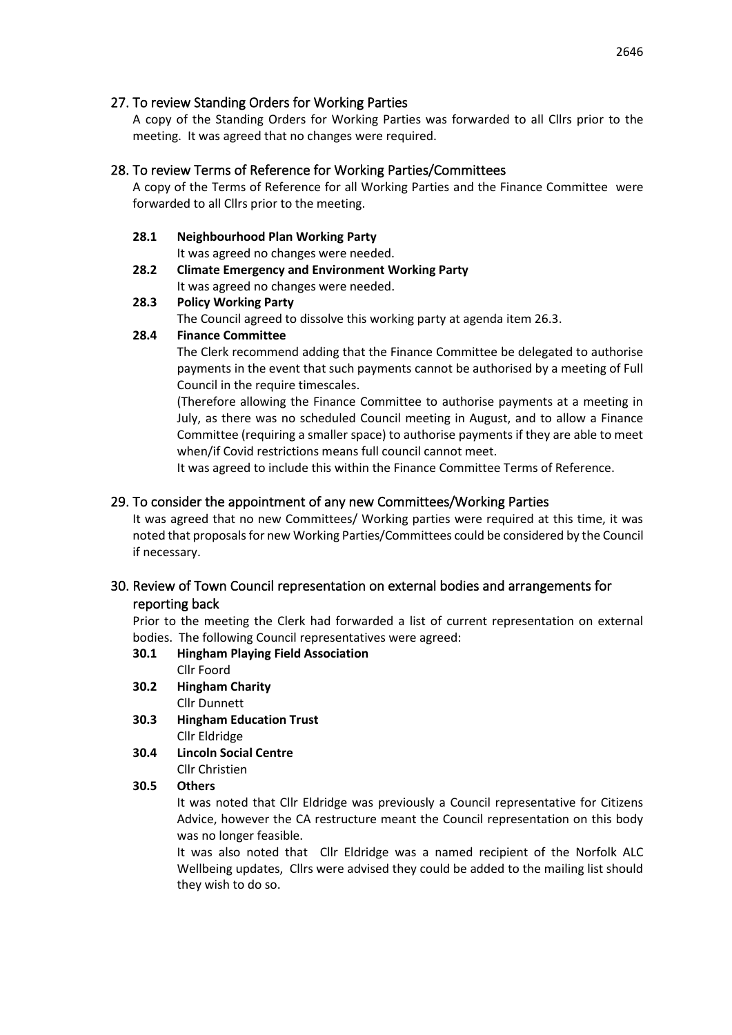## 27. To review Standing Orders for Working Parties

A copy of the Standing Orders for Working Parties was forwarded to all Cllrs prior to the meeting. It was agreed that no changes were required.

## 28. To review Terms of Reference for Working Parties/Committees

A copy of the Terms of Reference for all Working Parties and the Finance Committee were forwarded to all Cllrs prior to the meeting.

**28.1 Neighbourhood Plan Working Party**

It was agreed no changes were needed.

**28.2 Climate Emergency and Environment Working Party**

It was agreed no changes were needed.

**28.3 Policy Working Party**

The Council agreed to dissolve this working party at agenda item 26.3.

**28.4 Finance Committee**

The Clerk recommend adding that the Finance Committee be delegated to authorise payments in the event that such payments cannot be authorised by a meeting of Full Council in the require timescales.

(Therefore allowing the Finance Committee to authorise payments at a meeting in July, as there was no scheduled Council meeting in August, and to allow a Finance Committee (requiring a smaller space) to authorise payments if they are able to meet when/if Covid restrictions means full council cannot meet.

It was agreed to include this within the Finance Committee Terms of Reference.

## 29. To consider the appointment of any new Committees/Working Parties

It was agreed that no new Committees/ Working parties were required at this time, it was noted that proposals for new Working Parties/Committees could be considered by the Council if necessary.

## 30. Review of Town Council representation on external bodies and arrangements for reporting back

Prior to the meeting the Clerk had forwarded a list of current representation on external bodies. The following Council representatives were agreed:

**30.1 Hingham Playing Field Association**

Cllr Foord

**30.2 Hingham Charity**

Cllr Dunnett

**30.3 Hingham Education Trust**

Cllr Eldridge

**30.4 Lincoln Social Centre**

Cllr Christien

**30.5 Others**

It was noted that Cllr Eldridge was previously a Council representative for Citizens Advice, however the CA restructure meant the Council representation on this body was no longer feasible.

It was also noted that Cllr Eldridge was a named recipient of the Norfolk ALC Wellbeing updates, Cllrs were advised they could be added to the mailing list should they wish to do so.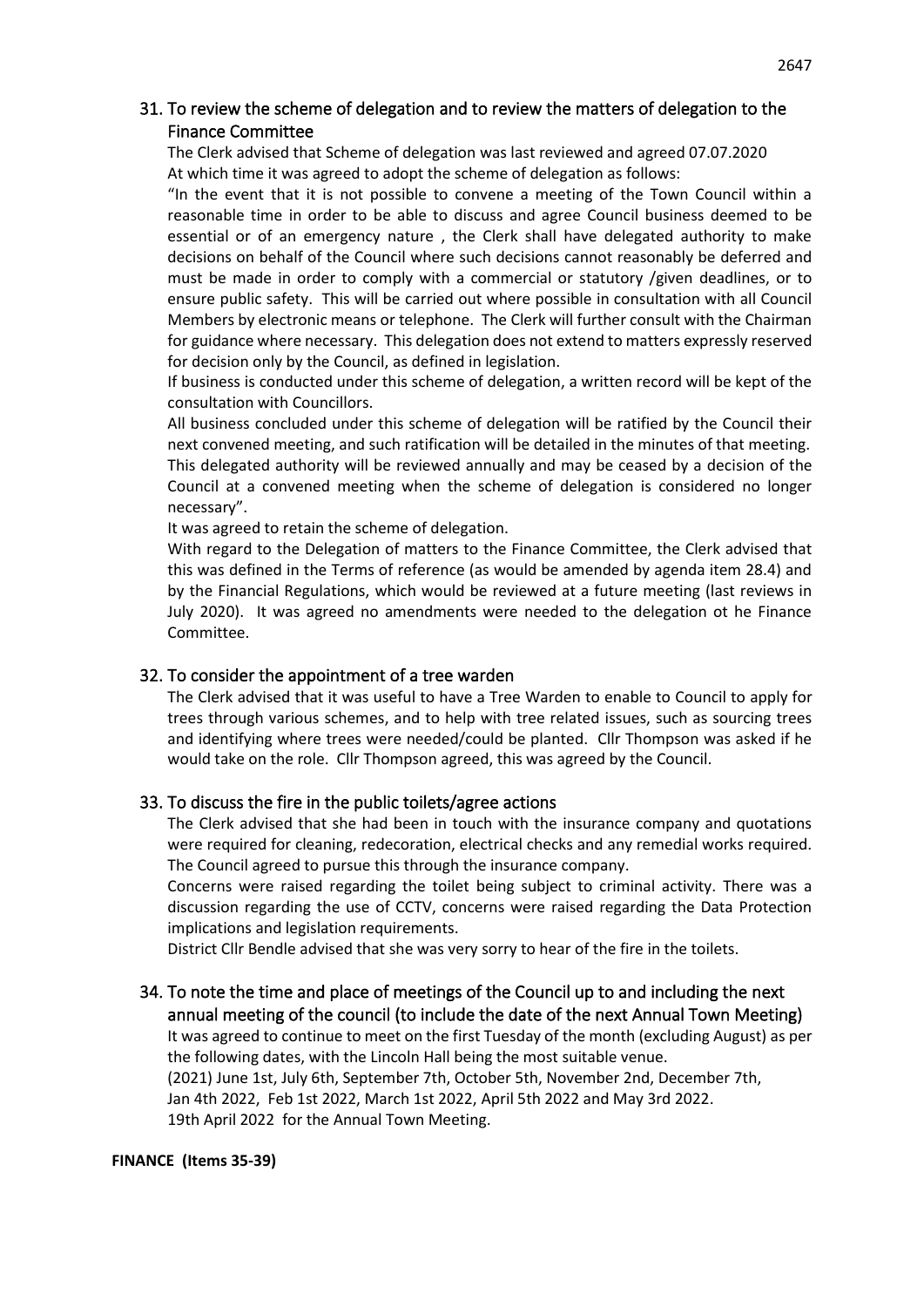## 31. To review the scheme of delegation and to review the matters of delegation to the Finance Committee

The Clerk advised that Scheme of delegation was last reviewed and agreed 07.07.2020 At which time it was agreed to adopt the scheme of delegation as follows:

"In the event that it is not possible to convene a meeting of the Town Council within a reasonable time in order to be able to discuss and agree Council business deemed to be essential or of an emergency nature , the Clerk shall have delegated authority to make decisions on behalf of the Council where such decisions cannot reasonably be deferred and must be made in order to comply with a commercial or statutory /given deadlines, or to ensure public safety. This will be carried out where possible in consultation with all Council Members by electronic means or telephone. The Clerk will further consult with the Chairman for guidance where necessary. This delegation does not extend to matters expressly reserved for decision only by the Council, as defined in legislation.

If business is conducted under this scheme of delegation, a written record will be kept of the consultation with Councillors.

All business concluded under this scheme of delegation will be ratified by the Council their next convened meeting, and such ratification will be detailed in the minutes of that meeting. This delegated authority will be reviewed annually and may be ceased by a decision of the Council at a convened meeting when the scheme of delegation is considered no longer necessary".

It was agreed to retain the scheme of delegation.

With regard to the Delegation of matters to the Finance Committee, the Clerk advised that this was defined in the Terms of reference (as would be amended by agenda item 28.4) and by the Financial Regulations, which would be reviewed at a future meeting (last reviews in July 2020). It was agreed no amendments were needed to the delegation ot he Finance Committee.

## 32. To consider the appointment of a tree warden

The Clerk advised that it was useful to have a Tree Warden to enable to Council to apply for trees through various schemes, and to help with tree related issues, such as sourcing trees and identifying where trees were needed/could be planted. Cllr Thompson was asked if he would take on the role. Cllr Thompson agreed, this was agreed by the Council.

## 33. To discuss the fire in the public toilets/agree actions

The Clerk advised that she had been in touch with the insurance company and quotations were required for cleaning, redecoration, electrical checks and any remedial works required. The Council agreed to pursue this through the insurance company.

Concerns were raised regarding the toilet being subject to criminal activity. There was a discussion regarding the use of CCTV, concerns were raised regarding the Data Protection implications and legislation requirements.

District Cllr Bendle advised that she was very sorry to hear of the fire in the toilets.

## 34. To note the time and place of meetings of the Council up to and including the next annual meeting of the council (to include the date of the next Annual Town Meeting)

It was agreed to continue to meet on the first Tuesday of the month (excluding August) as per the following dates, with the Lincoln Hall being the most suitable venue.

(2021) June 1st, July 6th, September 7th, October 5th, November 2nd, December 7th, Jan 4th 2022, Feb 1st 2022, March 1st 2022, April 5th 2022 and May 3rd 2022.

19th April 2022 for the Annual Town Meeting.

**FINANCE (Items 35-39)**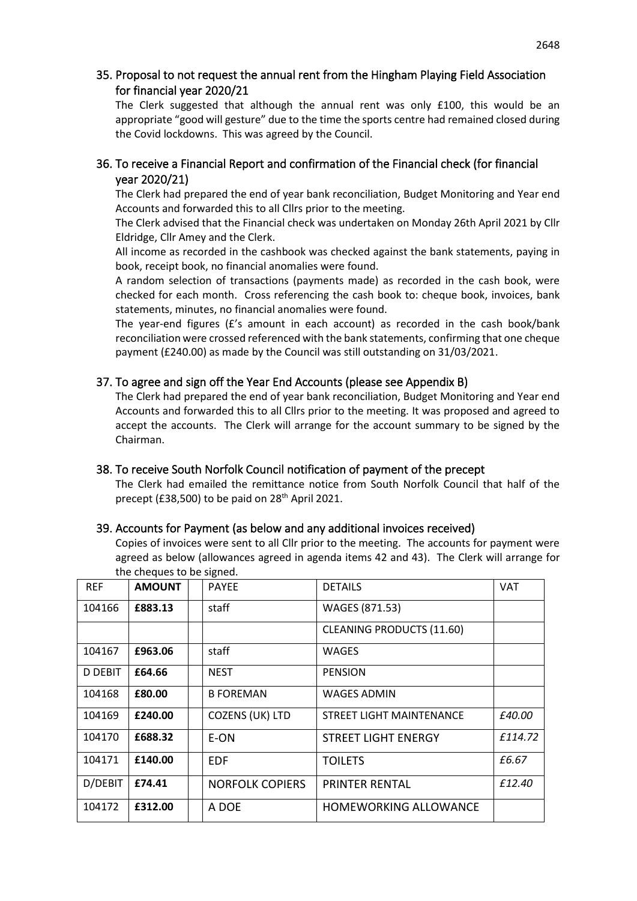## 35. Proposal to not request the annual rent from the Hingham Playing Field Association for financial year 2020/21

The Clerk suggested that although the annual rent was only £100, this would be an appropriate "good will gesture" due to the time the sports centre had remained closed during the Covid lockdowns. This was agreed by the Council.

## 36. To receive a Financial Report and confirmation of the Financial check (for financial year 2020/21)

The Clerk had prepared the end of year bank reconciliation, Budget Monitoring and Year end Accounts and forwarded this to all Cllrs prior to the meeting.

The Clerk advised that the Financial check was undertaken on Monday 26th April 2021 by Cllr Eldridge, Cllr Amey and the Clerk.

All income as recorded in the cashbook was checked against the bank statements, paying in book, receipt book, no financial anomalies were found.

A random selection of transactions (payments made) as recorded in the cash book, were checked for each month. Cross referencing the cash book to: cheque book, invoices, bank statements, minutes, no financial anomalies were found.

The year-end figures (£'s amount in each account) as recorded in the cash book/bank reconciliation were crossed referenced with the bank statements, confirming that one cheque payment (£240.00) as made by the Council was still outstanding on 31/03/2021.

## 37. To agree and sign off the Year End Accounts (please see Appendix B)

The Clerk had prepared the end of year bank reconciliation, Budget Monitoring and Year end Accounts and forwarded this to all Cllrs prior to the meeting. It was proposed and agreed to accept the accounts. The Clerk will arrange for the account summary to be signed by the Chairman.

## 38. To receive South Norfolk Council notification of payment of the precept

The Clerk had emailed the remittance notice from South Norfolk Council that half of the precept (£38,500) to be paid on 28th April 2021.

## 39. Accounts for Payment (as below and any additional invoices received)

Copies of invoices were sent to all Cllr prior to the meeting. The accounts for payment were agreed as below (allowances agreed in agenda items 42 and 43). The Clerk will arrange for the cheques to be signed.

| REF | AMOUNT | | PAYEE | DETAILS | VAT |
|---|---|---|---|---|---|
| 104166 | **£883.13** | | staff | WAGES (871.53) | |
| | | | | CLEANING PRODUCTS (11.60) | |
| 104167 | **£963.06** | | staff | WAGES | |
| D DEBIT | **£64.66** | | NEST | PENSION | |
| 104168 | **£80.00** | | B FOREMAN | WAGES ADMIN | |
| 104169 | **£240.00** | | COZENS (UK) LTD | STREET LIGHT MAINTENANCE | *£40.00* |
| 104170 | **£688.32** | | E-ON | STREET LIGHT ENERGY | *£114.72* |
| 104171 | **£140.00** | | EDF | TOILETS | *£6.67* |
| D/DEBIT | **£74.41** | | NORFOLK COPIERS | PRINTER RENTAL | *£12.40* |
| 104172 | **£312.00** | | A DOE | HOMEWORKING ALLOWANCE | |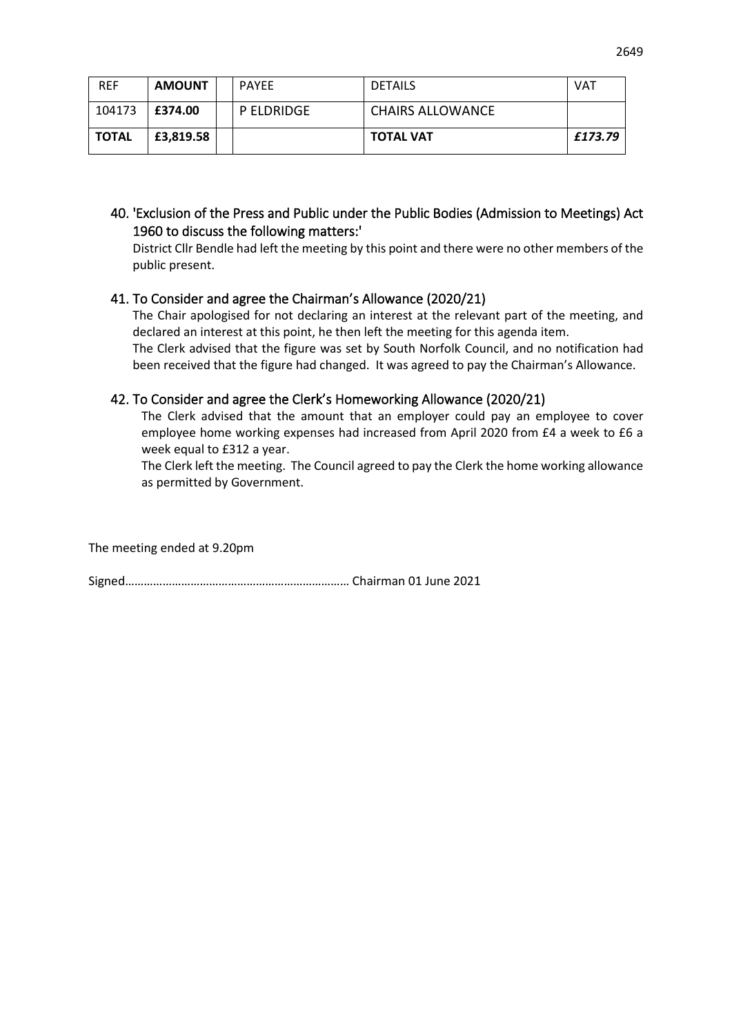| REF | **AMOUNT** | | PAYEE | DETAILS | VAT |
|---|---|---|---|---|---|
| 104173 | **£374.00** | | P ELDRIDGE | CHAIRS ALLOWANCE | |
| **TOTAL** | **£3,819.58** | | | **TOTAL VAT** | ***£173.79*** |

## 40. 'Exclusion of the Press and Public under the Public Bodies (Admission to Meetings) Act 1960 to discuss the following matters:'

District Cllr Bendle had left the meeting by this point and there were no other members of the public present.

## 41. To Consider and agree the Chairman's Allowance (2020/21)

The Chair apologised for not declaring an interest at the relevant part of the meeting, and declared an interest at this point, he then left the meeting for this agenda item.

The Clerk advised that the figure was set by South Norfolk Council, and no notification had been received that the figure had changed. It was agreed to pay the Chairman's Allowance.

## 42. To Consider and agree the Clerk's Homeworking Allowance (2020/21)

The Clerk advised that the amount that an employer could pay an employee to cover employee home working expenses had increased from April 2020 from £4 a week to £6 a week equal to £312 a year.

The Clerk left the meeting. The Council agreed to pay the Clerk the home working allowance as permitted by Government.

The meeting ended at 9.20pm

Signed……………………………………………………………… Chairman 01 June 2021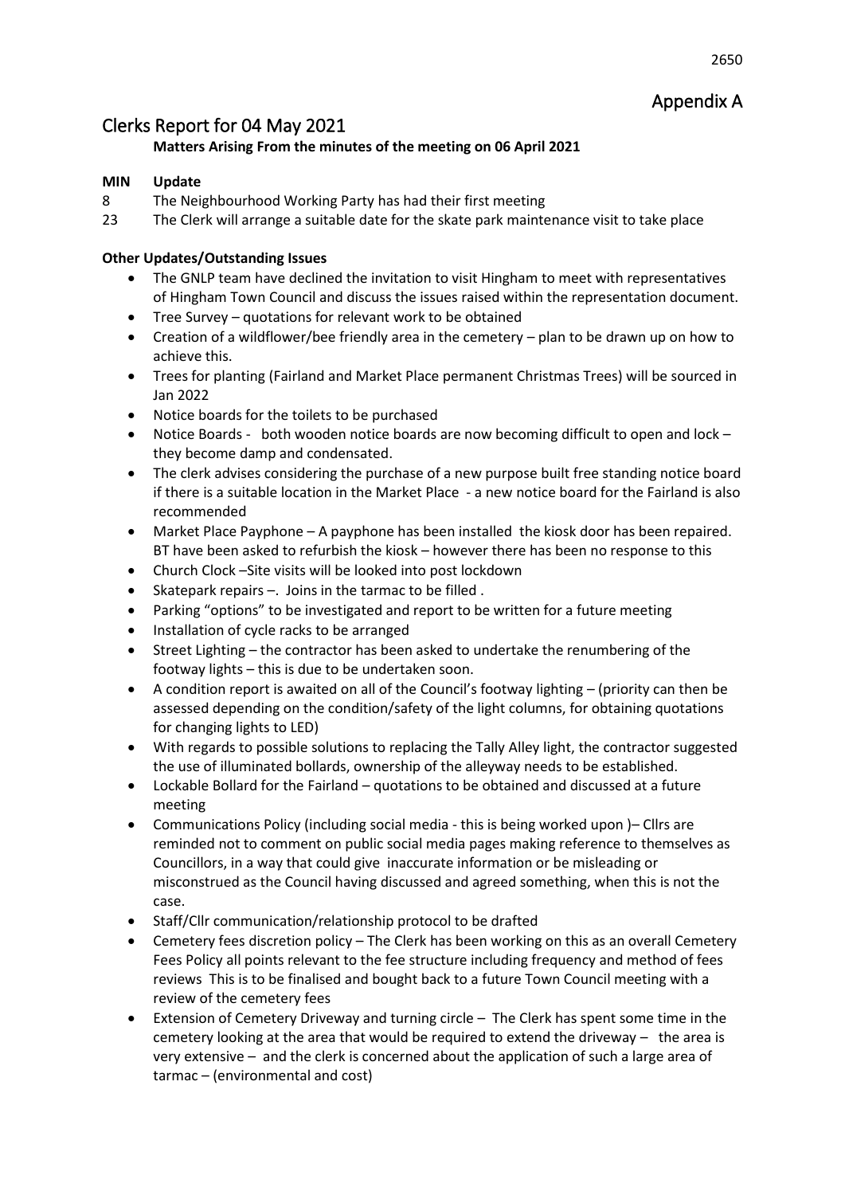# Appendix A

## Clerks Report for 04 May 2021

**Matters Arising From the minutes of the meeting on 06 April 2021**

**MIN Update**

8 The Neighbourhood Working Party has had their first meeting

23 The Clerk will arrange a suitable date for the skate park maintenance visit to take place

**Other Updates/Outstanding Issues**

- The GNLP team have declined the invitation to visit Hingham to meet with representatives of Hingham Town Council and discuss the issues raised within the representation document.
- Tree Survey – quotations for relevant work to be obtained
- Creation of a wildflower/bee friendly area in the cemetery – plan to be drawn up on how to achieve this.
- Trees for planting (Fairland and Market Place permanent Christmas Trees) will be sourced in Jan 2022
- Notice boards for the toilets to be purchased
- Notice Boards - both wooden notice boards are now becoming difficult to open and lock – they become damp and condensated.
- The clerk advises considering the purchase of a new purpose built free standing notice board if there is a suitable location in the Market Place - a new notice board for the Fairland is also recommended
- Market Place Payphone – A payphone has been installed the kiosk door has been repaired. BT have been asked to refurbish the kiosk – however there has been no response to this
- Church Clock –Site visits will be looked into post lockdown
- Skatepark repairs –. Joins in the tarmac to be filled .
- Parking "options" to be investigated and report to be written for a future meeting
- Installation of cycle racks to be arranged
- Street Lighting – the contractor has been asked to undertake the renumbering of the footway lights – this is due to be undertaken soon.
- A condition report is awaited on all of the Council's footway lighting – (priority can then be assessed depending on the condition/safety of the light columns, for obtaining quotations for changing lights to LED)
- With regards to possible solutions to replacing the Tally Alley light, the contractor suggested the use of illuminated bollards, ownership of the alleyway needs to be established.
- Lockable Bollard for the Fairland – quotations to be obtained and discussed at a future meeting
- Communications Policy (including social media - this is being worked upon )– Cllrs are reminded not to comment on public social media pages making reference to themselves as Councillors, in a way that could give inaccurate information or be misleading or misconstrued as the Council having discussed and agreed something, when this is not the case.
- Staff/Cllr communication/relationship protocol to be drafted
- Cemetery fees discretion policy – The Clerk has been working on this as an overall Cemetery Fees Policy all points relevant to the fee structure including frequency and method of fees reviews This is to be finalised and bought back to a future Town Council meeting with a review of the cemetery fees
- Extension of Cemetery Driveway and turning circle – The Clerk has spent some time in the cemetery looking at the area that would be required to extend the driveway – the area is very extensive – and the clerk is concerned about the application of such a large area of tarmac – (environmental and cost)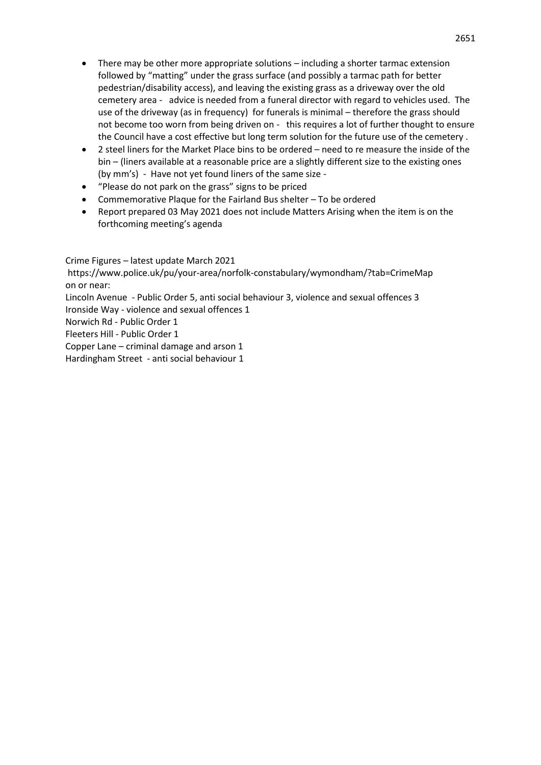- There may be other more appropriate solutions – including a shorter tarmac extension followed by "matting" under the grass surface (and possibly a tarmac path for better pedestrian/disability access), and leaving the existing grass as a driveway over the old cemetery area - advice is needed from a funeral director with regard to vehicles used. The use of the driveway (as in frequency) for funerals is minimal – therefore the grass should not become too worn from being driven on - this requires a lot of further thought to ensure the Council have a cost effective but long term solution for the future use of the cemetery .
- 2 steel liners for the Market Place bins to be ordered – need to re measure the inside of the bin – (liners available at a reasonable price are a slightly different size to the existing ones (by mm's) - Have not yet found liners of the same size -
- "Please do not park on the grass" signs to be priced
- Commemorative Plaque for the Fairland Bus shelter – To be ordered
- Report prepared 03 May 2021 does not include Matters Arising when the item is on the forthcoming meeting's agenda

Crime Figures – latest update March 2021
https://www.police.uk/pu/your-area/norfolk-constabulary/wymondham/?tab=CrimeMap
on or near:
Lincoln Avenue - Public Order 5, anti social behaviour 3, violence and sexual offences 3
Ironside Way - violence and sexual offences 1
Norwich Rd - Public Order 1
Fleeters Hill - Public Order 1
Copper Lane – criminal damage and arson 1
Hardingham Street - anti social behaviour 1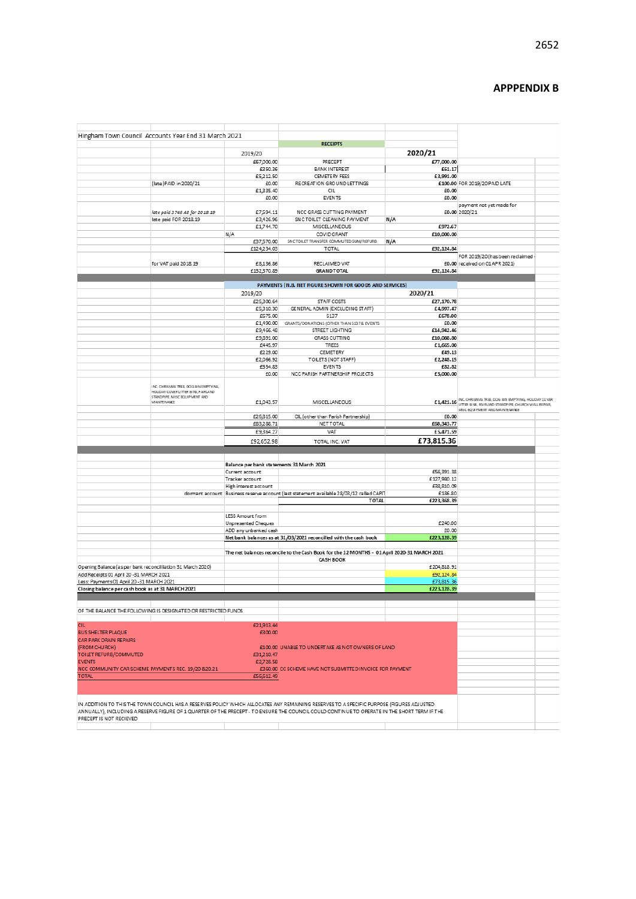## APPPENDIX B

| | | | | | |
|---|---|---|---|---|---|
| Hingham Town Council Accounts Year End 31 March 2021 | | | | | |
| | | | RECEIPTS | | |
| | | 2019/20 | | 2020/21 | |
| | | £67,000.00 | PRECEPT | £77,000.00 | |
| | | £350.36 | BANK INTEREST | £61.17 | |
| | | £5,212.50 | CEMETERY FEES | £3,991.00 | |
| | (late) PAID in 2020/21 | £0.00 | RECREATION GROUND LETTINGS | £100.00 | FOR 2019/20 PAID LATE |
| | | £1,335.40 | CIL | £0.00 | |
| | | £0.00 | EVENTS | £0.00 | |
| | late paid 3746.48 for 2018.19 | £7,594.11 | NCC GRASS CUTTING PAYMENT | £0.00 | payment not yet made for 2020/21 |
| | late paid FOR 2018.19 | £3,426.96 | SNC TOILET CLEANING PAYMENT | N/A | |
| | | £1,744.70 | MISCELLANEOUS | £972.67 | |
| | | N/A | COVID GRANT | £10,000.00 | |
| | | £37,570.00 | SNC TOILET TRANSFER COMMUTED SUM/REFURB | N/A | |
| | | £124,234.03 | TOTAL | £92,124.84 | |
| | for VAT paid 2018.19 | £8,136.86 | RECLAIMED VAT | £0.00 | FOR 2019/20 (has been reclaimed - received on 01 APR 2021) |
| | | £132,370.89 | GRAND TOTAL | £92,124.84 | |
| | | | PAYMENTS (N.B. NET FIGURE SHOWN FOR GOODS AND SERVICES) | | |
| | | 2019/20 | | 2020/21 | |
| | | £25,300.64 | STAFF COSTS | £27,170.78 | |
| | | £5,310.30 | GENERAL ADMIN (EXCLUDING STAFF) | £4,997.47 | |
| | | £575.00 | S137 | £678.00 | |
| | | £1,490.00 | GRANTS/DONATIONS (OTHER THAN S137 & EVENTS | £0.00 | |
| | | £9,466.48 | STREET LIGHTING | £14,942.46 | |
| | | £9,891.00 | GRASS CUTTING | £10,088.80 | |
| | | £445.97 | TREES | £1,665.00 | |
| | | £225.00 | CEMETERY | £49.13 | |
| | | £2,066.92 | TOILETS (NOT STAFF) | £2,248.15 | |
| | | £554.83 | EVENTS | £82.82 | |
| | | £0.00 | NCC PARISH PARTNERSHIP PROJECTS | £5,000.00 | |
| | INC. CHRISTMAS TREE, DOG BIN EMPTYING, HOLIDAY COVER LITTER BINS, FAIRLAND STANDPIPE, MISC EQUIPMENT AND MAINTENANCE | £1,043.57 | MISCELLANEOUS | £1,421.16 | INC. CHRISMAS TREE, DOG BIN EMPTYING, HOLIDAY COVER LITTER BINS, FAIRLAND STANDPIPE, CHURCH WALL REPAIR, MISC EQUIPMENT AND MAINTENANCE |
| | | £26,815.00 | CIL (other than Parish Partnership) | £0.00 | |
| | | £83,288.71 | NET TOTAL | £68,343.77 | |
| | | £9,364.27 | VAT | £5,471.59 | |
| | | £92,652.98 | TOTAL INC. VAT | £73,815.36 | |

| | | | | |
|---|---|---|---|---|
| | | Balance per bank statements 31 March 2021 | | |
| | | Current account | | £56,391.38 |
| | | Tracker account | | £127,980.12 |
| | | High interest account | | £38,810.09 |
| | dormant account | Business reserve account (last statement available 28/03/12 called CAPIT | | £186.80 |
| | | | TOTAL | £223,368.39 |
| | | LESS Amount from Unpresented Cheques | | £240.00 |
| | | ADD any unbanked cash | | £0.00 |
| | | Net bank balances as at 31/03/2021 reconciled with the cash book | | £223,128.39 |
| | | The net balances reconcile to the Cash Book for the 12 MONTHS - 01 April 2020-31 MARCH 2021 | | |
| | | | CASH BOOK | |
| Opening Balance (as per bank reconciliation 31 March 2020) | | | | £204,818.91 |
| Add Receipts 01 April 20 -31 MARCH 2021 | | | | £92,124.84 |
| Less: Payments 01 April 20 -31 MARCH 2021 | | | | £73,815.36 |
| Closing balance per cash book as at 31 MARCH 2021 | | | | £223,128.39 |

OF THE BALANCE THE FOLLOWING IS DESIGNATED OR RESTRICTED FUNDS

| | | |
|---|---|---|
| CIL | £21,913.44 | |
| BUS SHELTER PLAQUE | £300.00 | |
| CAR PARK DRAIN REPAIRS (FROM CHURCH) | £100.00 | UNABLE TO UNDERTAKE AS NOT OWNERS OF LAND |
| TOILET REFURB/COMMUTED | £31,210.47 | |
| EVENTS | £2,728.58 | |
| NCC COMMUNITY CAR SCHEME PAYMENTS REC. 19/20 &20.21 | £360.00 | CC SCHEME HAVE NOT SUBMITTED INVOICE FOR PAYMENT |
| TOTAL | £56,612.49 | |

IN ADDITION TO THIS THE TOWN COUNCIL HAS A RESERVES POLICY WHICH ALLOCATES ANY REMAINING RESERVES TO A SPECIFIC PURPOSE (FIGURES ADJUSTED ANNUALLY), INCLUDING A RESERVE FIGURE OF 1 QUARTER OF THE PRECEPT - TO ENSURE THE COUNCIL COULD CONTINUE TO OPERATE IN THE SHORT TERM IF THE PRECEPT IS NOT RECIEVED